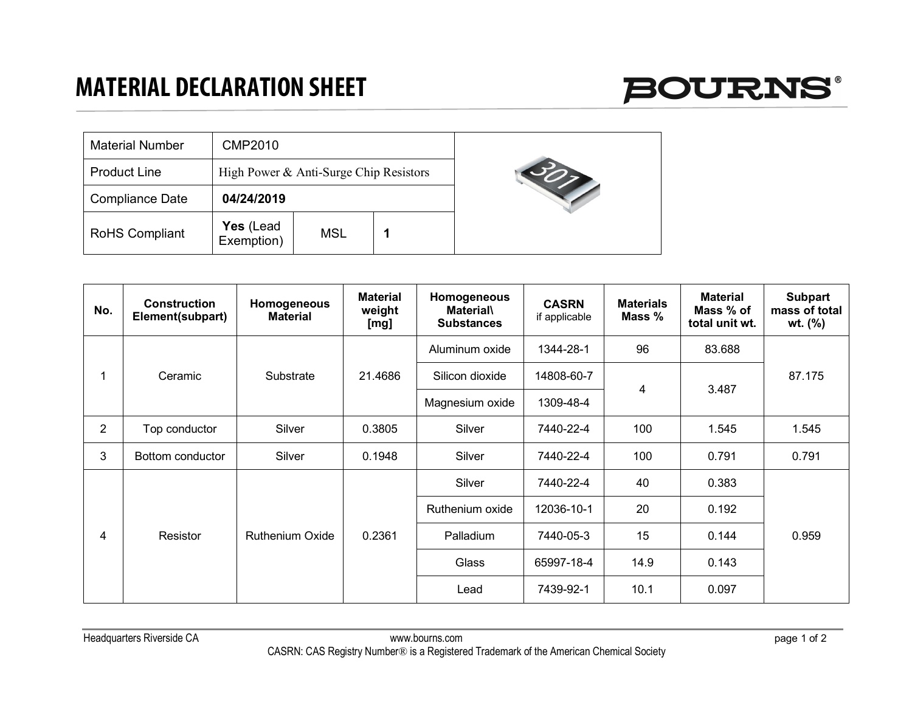# MATERIAL DECLARATION SHEET

BOURNS®

| Material Number | CMP2010 | | |
|---|---|---|---|
| Product Line | High Power & Anti-Surge Chip Resistors | | |
| Compliance Date | **04/24/2019** | | |
| RoHS Compliant | **Yes** (Lead Exemption) | MSL | **1** |

| No. | Construction Element(subpart) | Homogeneous Material | Material weight [mg] | Homogeneous Material\ Substances | CASRN if applicable | Materials Mass % | Material Mass % of total unit wt. | Subpart mass of total wt. (%) |
|---|---|---|---|---|---|---|---|---|
| 1 | Ceramic | Substrate | 21.4686 | Aluminum oxide | 1344-28-1 | 96 | 83.688 | 87.175 |
| | | | | Silicon dioxide | 14808-60-7 | 4 | 3.487 | |
| | | | | Magnesium oxide | 1309-48-4 | | | |
| 2 | Top conductor | Silver | 0.3805 | Silver | 7440-22-4 | 100 | 1.545 | 1.545 |
| 3 | Bottom conductor | Silver | 0.1948 | Silver | 7440-22-4 | 100 | 0.791 | 0.791 |
| 4 | Resistor | Ruthenium Oxide | 0.2361 | Silver | 7440-22-4 | 40 | 0.383 | 0.959 |
| | | | | Ruthenium oxide | 12036-10-1 | 20 | 0.192 | |
| | | | | Palladium | 7440-05-3 | 15 | 0.144 | |
| | | | | Glass | 65997-18-4 | 14.9 | 0.143 | |
| | | | | Lead | 7439-92-1 | 10.1 | 0.097 | |

Headquarters Riverside CA www.bourns.com

CASRN: CAS Registry Number® is a Registered Trademark of the American Chemical Society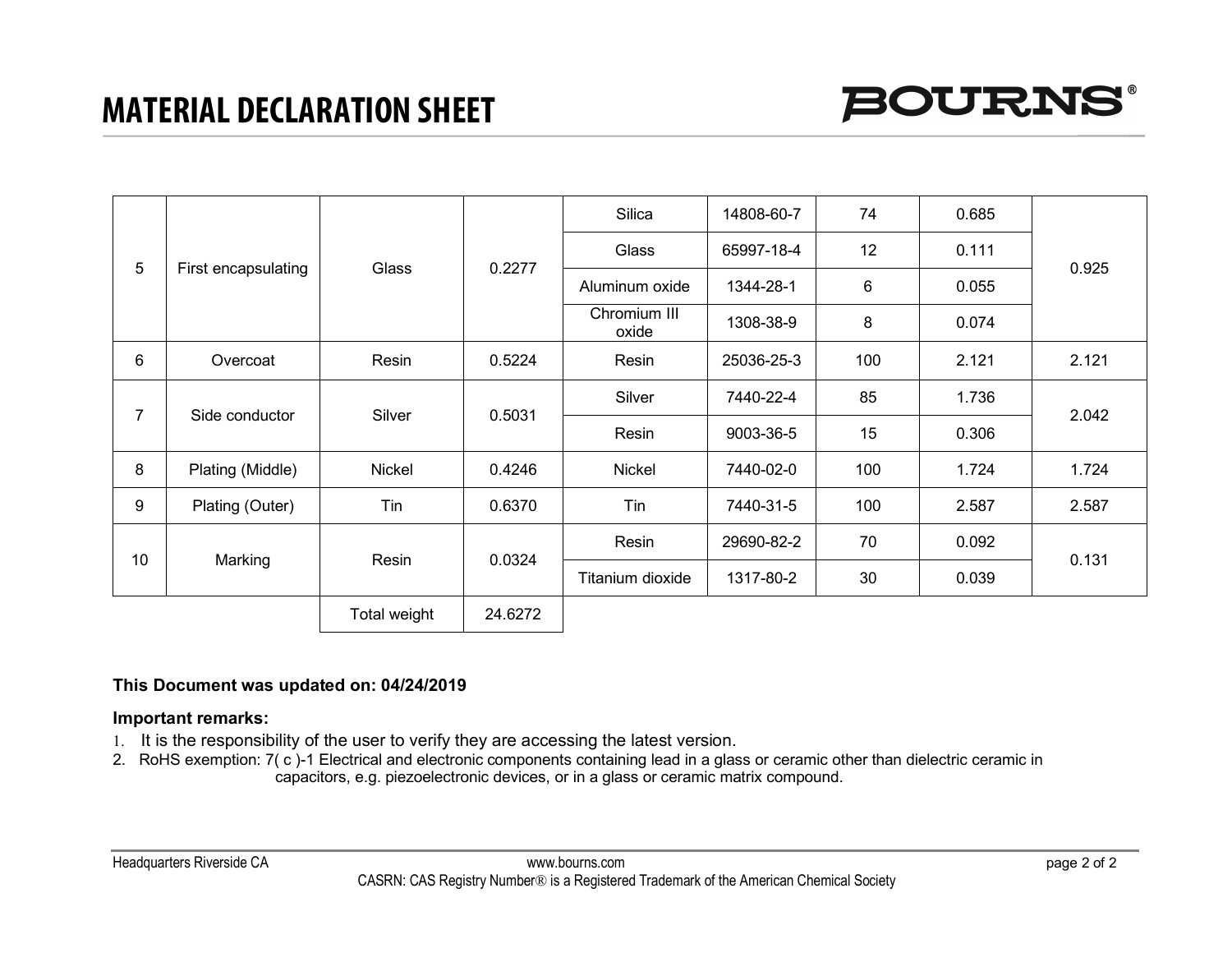# MATERIAL DECLARATION SHEET

| | | | | | | | | |
|---|---|---|---|---|---|---|---|---|
| 5 | First encapsulating | Glass | 0.2277 | Silica | 14808-60-7 | 74 | 0.685 | 0.925 |
| | | | | Glass | 65997-18-4 | 12 | 0.111 | |
| | | | | Aluminum oxide | 1344-28-1 | 6 | 0.055 | |
| | | | | Chromium III oxide | 1308-38-9 | 8 | 0.074 | |
| 6 | Overcoat | Resin | 0.5224 | Resin | 25036-25-3 | 100 | 2.121 | 2.121 |
| 7 | Side conductor | Silver | 0.5031 | Silver | 7440-22-4 | 85 | 1.736 | 2.042 |
| | | | | Resin | 9003-36-5 | 15 | 0.306 | |
| 8 | Plating (Middle) | Nickel | 0.4246 | Nickel | 7440-02-0 | 100 | 1.724 | 1.724 |
| 9 | Plating (Outer) | Tin | 0.6370 | Tin | 7440-31-5 | 100 | 2.587 | 2.587 |
| 10 | Marking | Resin | 0.0324 | Resin | 29690-82-2 | 70 | 0.092 | 0.131 |
| | | | | Titanium dioxide | 1317-80-2 | 30 | 0.039 | |
| | | Total weight | 24.6272 | | | | | |

**This Document was updated on: 04/24/2019**

**Important remarks:**

1. It is the responsibility of the user to verify they are accessing the latest version.
2. RoHS exemption: 7( c )-1 Electrical and electronic components containing lead in a glass or ceramic other than dielectric ceramic in capacitors, e.g. piezoelectronic devices, or in a glass or ceramic matrix compound.

Headquarters Riverside CA www.bourns.com

CASRN: CAS Registry Number® is a Registered Trademark of the American Chemical Society